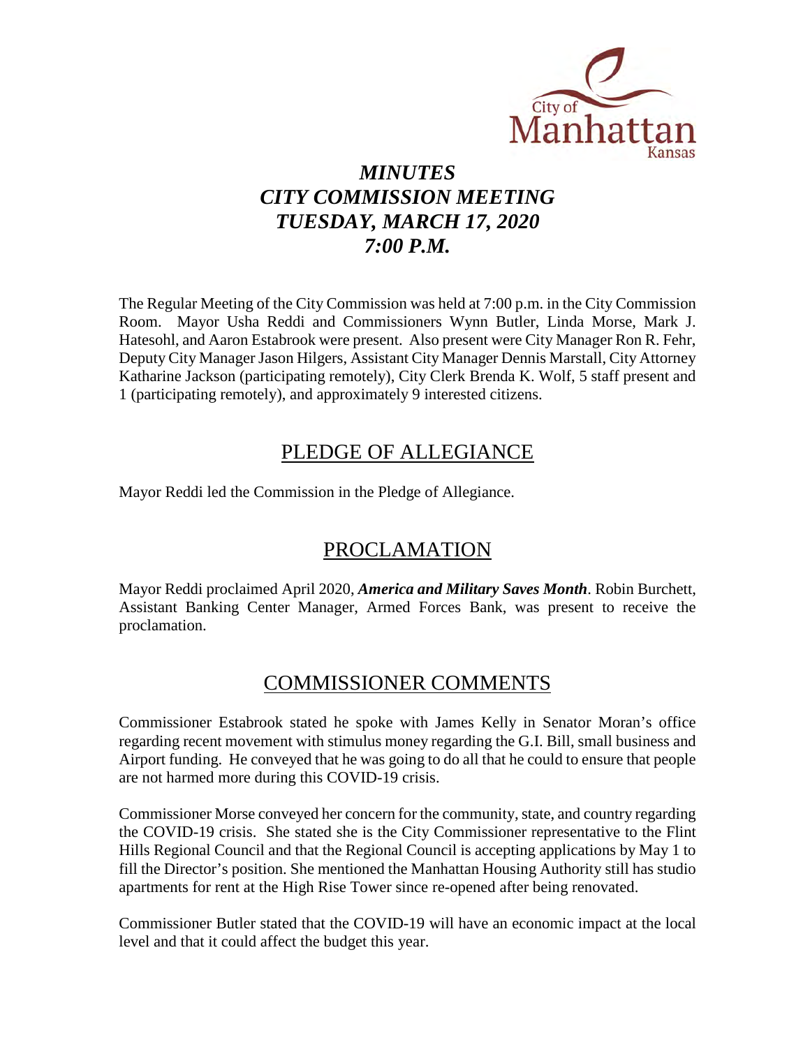# *MINUTES*
# *CITY COMMISSION MEETING*
# *TUESDAY, MARCH 17, 2020*
# *7:00 P.M.*

The Regular Meeting of the City Commission was held at 7:00 p.m. in the City Commission Room. Mayor Usha Reddi and Commissioners Wynn Butler, Linda Morse, Mark J. Hatesohl, and Aaron Estabrook were present. Also present were City Manager Ron R. Fehr, Deputy City Manager Jason Hilgers, Assistant City Manager Dennis Marstall, City Attorney Katharine Jackson (participating remotely), City Clerk Brenda K. Wolf, 5 staff present and 1 (participating remotely), and approximately 9 interested citizens.

## PLEDGE OF ALLEGIANCE

Mayor Reddi led the Commission in the Pledge of Allegiance.

## PROCLAMATION

Mayor Reddi proclaimed April 2020, ***America and Military Saves Month***. Robin Burchett, Assistant Banking Center Manager, Armed Forces Bank, was present to receive the proclamation.

## COMMISSIONER COMMENTS

Commissioner Estabrook stated he spoke with James Kelly in Senator Moran's office regarding recent movement with stimulus money regarding the G.I. Bill, small business and Airport funding. He conveyed that he was going to do all that he could to ensure that people are not harmed more during this COVID-19 crisis.

Commissioner Morse conveyed her concern for the community, state, and country regarding the COVID-19 crisis. She stated she is the City Commissioner representative to the Flint Hills Regional Council and that the Regional Council is accepting applications by May 1 to fill the Director's position. She mentioned the Manhattan Housing Authority still has studio apartments for rent at the High Rise Tower since re-opened after being renovated.

Commissioner Butler stated that the COVID-19 will have an economic impact at the local level and that it could affect the budget this year.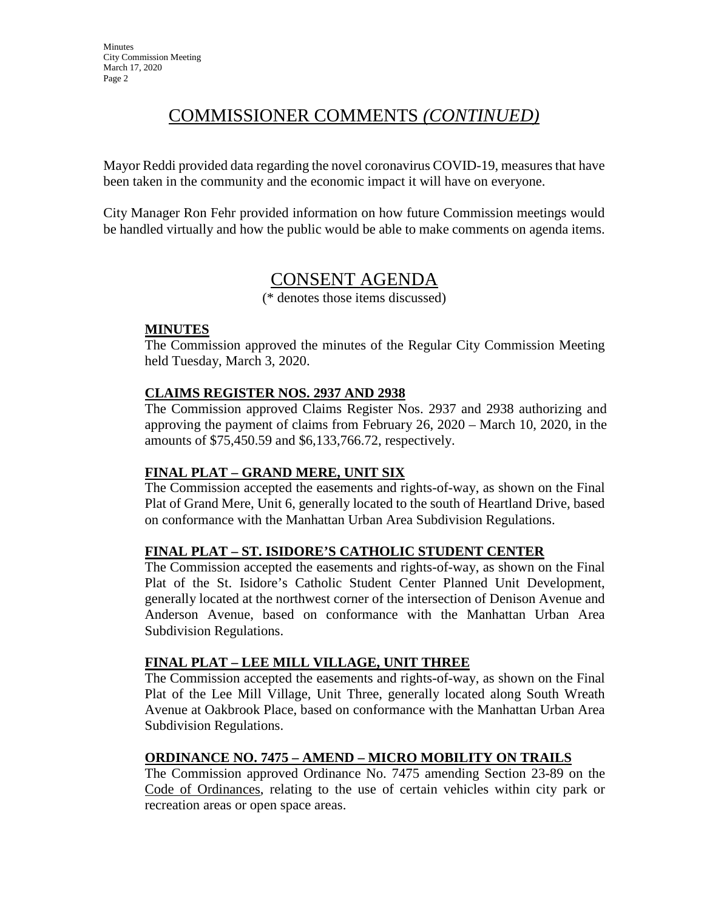## COMMISSIONER COMMENTS *(CONTINUED)*

Mayor Reddi provided data regarding the novel coronavirus COVID-19, measures that have been taken in the community and the economic impact it will have on everyone.

City Manager Ron Fehr provided information on how future Commission meetings would be handled virtually and how the public would be able to make comments on agenda items.

## CONSENT AGENDA

(* denotes those items discussed)

### MINUTES

The Commission approved the minutes of the Regular City Commission Meeting held Tuesday, March 3, 2020.

### CLAIMS REGISTER NOS. 2937 AND 2938

The Commission approved Claims Register Nos. 2937 and 2938 authorizing and approving the payment of claims from February 26, 2020 – March 10, 2020, in the amounts of $75,450.59 and $6,133,766.72, respectively.

### FINAL PLAT – GRAND MERE, UNIT SIX

The Commission accepted the easements and rights-of-way, as shown on the Final Plat of Grand Mere, Unit 6, generally located to the south of Heartland Drive, based on conformance with the Manhattan Urban Area Subdivision Regulations.

### FINAL PLAT – ST. ISIDORE'S CATHOLIC STUDENT CENTER

The Commission accepted the easements and rights-of-way, as shown on the Final Plat of the St. Isidore's Catholic Student Center Planned Unit Development, generally located at the northwest corner of the intersection of Denison Avenue and Anderson Avenue, based on conformance with the Manhattan Urban Area Subdivision Regulations.

### FINAL PLAT – LEE MILL VILLAGE, UNIT THREE

The Commission accepted the easements and rights-of-way, as shown on the Final Plat of the Lee Mill Village, Unit Three, generally located along South Wreath Avenue at Oakbrook Place, based on conformance with the Manhattan Urban Area Subdivision Regulations.

### ORDINANCE NO. 7475 – AMEND – MICRO MOBILITY ON TRAILS

The Commission approved Ordinance No. 7475 amending Section 23-89 on the Code of Ordinances, relating to the use of certain vehicles within city park or recreation areas or open space areas.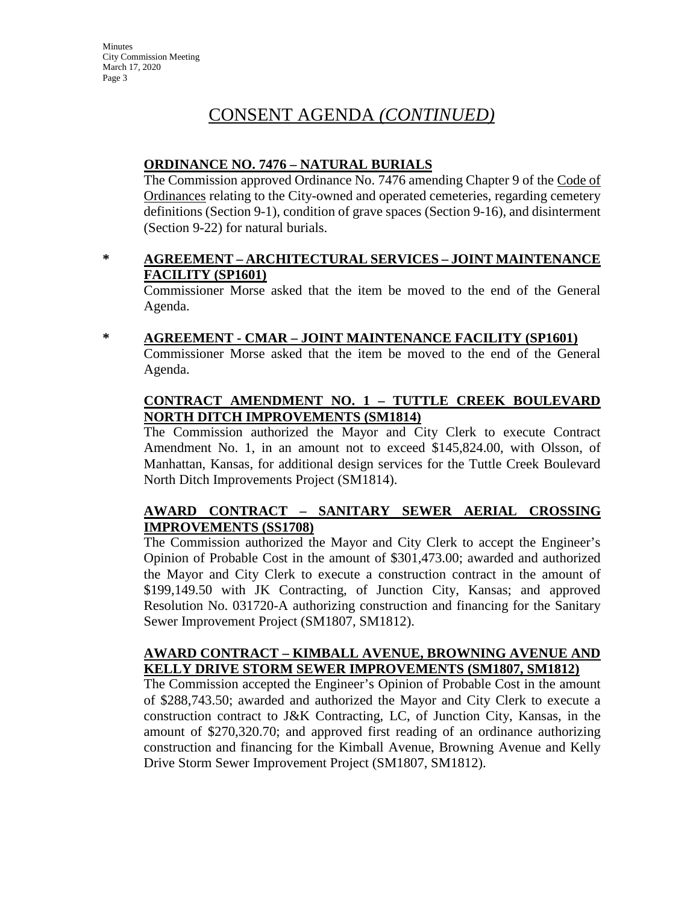# CONSENT AGENDA *(CONTINUED)*

**ORDINANCE NO. 7476 – NATURAL BURIALS**

The Commission approved Ordinance No. 7476 amending Chapter 9 of the Code of Ordinances relating to the City-owned and operated cemeteries, regarding cemetery definitions (Section 9-1), condition of grave spaces (Section 9-16), and disinterment (Section 9-22) for natural burials.

\* **AGREEMENT – ARCHITECTURAL SERVICES – JOINT MAINTENANCE FACILITY (SP1601)**

Commissioner Morse asked that the item be moved to the end of the General Agenda.

\* **AGREEMENT - CMAR – JOINT MAINTENANCE FACILITY (SP1601)**

Commissioner Morse asked that the item be moved to the end of the General Agenda.

**CONTRACT AMENDMENT NO. 1 – TUTTLE CREEK BOULEVARD NORTH DITCH IMPROVEMENTS (SM1814)**

The Commission authorized the Mayor and City Clerk to execute Contract Amendment No. 1, in an amount not to exceed $145,824.00, with Olsson, of Manhattan, Kansas, for additional design services for the Tuttle Creek Boulevard North Ditch Improvements Project (SM1814).

**AWARD CONTRACT – SANITARY SEWER AERIAL CROSSING IMPROVEMENTS (SS1708)**

The Commission authorized the Mayor and City Clerk to accept the Engineer's Opinion of Probable Cost in the amount of $301,473.00; awarded and authorized the Mayor and City Clerk to execute a construction contract in the amount of $199,149.50 with JK Contracting, of Junction City, Kansas; and approved Resolution No. 031720-A authorizing construction and financing for the Sanitary Sewer Improvement Project (SM1807, SM1812).

**AWARD CONTRACT – KIMBALL AVENUE, BROWNING AVENUE AND KELLY DRIVE STORM SEWER IMPROVEMENTS (SM1807, SM1812)**

The Commission accepted the Engineer's Opinion of Probable Cost in the amount of $288,743.50; awarded and authorized the Mayor and City Clerk to execute a construction contract to J&K Contracting, LC, of Junction City, Kansas, in the amount of $270,320.70; and approved first reading of an ordinance authorizing construction and financing for the Kimball Avenue, Browning Avenue and Kelly Drive Storm Sewer Improvement Project (SM1807, SM1812).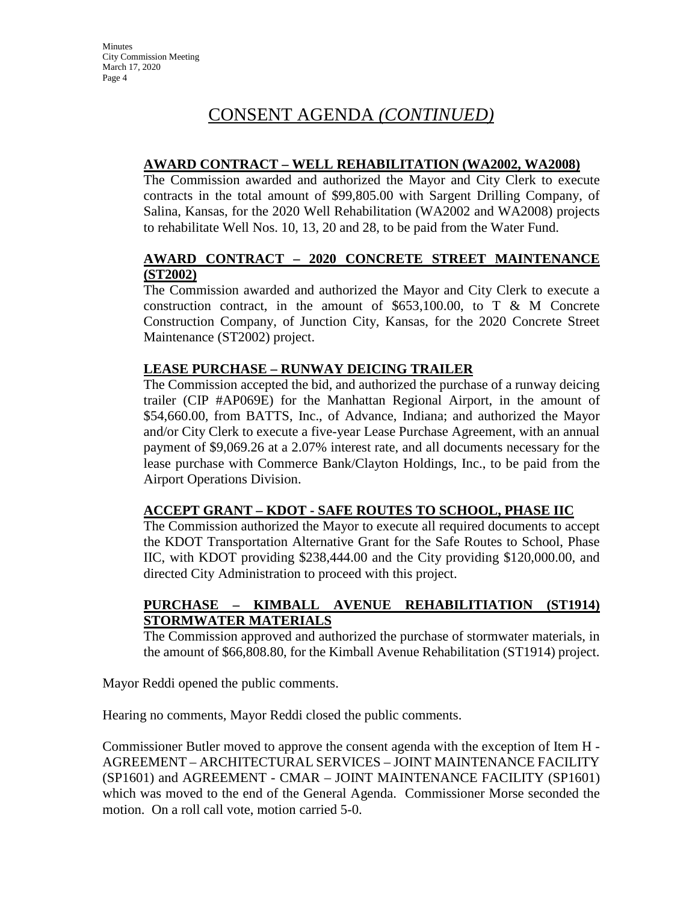# CONSENT AGENDA *(CONTINUED)*

**AWARD CONTRACT – WELL REHABILITATION (WA2002, WA2008)**

The Commission awarded and authorized the Mayor and City Clerk to execute contracts in the total amount of $99,805.00 with Sargent Drilling Company, of Salina, Kansas, for the 2020 Well Rehabilitation (WA2002 and WA2008) projects to rehabilitate Well Nos. 10, 13, 20 and 28, to be paid from the Water Fund.

**AWARD CONTRACT – 2020 CONCRETE STREET MAINTENANCE (ST2002)**

The Commission awarded and authorized the Mayor and City Clerk to execute a construction contract, in the amount of $653,100.00, to T & M Concrete Construction Company, of Junction City, Kansas, for the 2020 Concrete Street Maintenance (ST2002) project.

**LEASE PURCHASE – RUNWAY DEICING TRAILER**

The Commission accepted the bid, and authorized the purchase of a runway deicing trailer (CIP #AP069E) for the Manhattan Regional Airport, in the amount of $54,660.00, from BATTS, Inc., of Advance, Indiana; and authorized the Mayor and/or City Clerk to execute a five-year Lease Purchase Agreement, with an annual payment of $9,069.26 at a 2.07% interest rate, and all documents necessary for the lease purchase with Commerce Bank/Clayton Holdings, Inc., to be paid from the Airport Operations Division.

**ACCEPT GRANT – KDOT - SAFE ROUTES TO SCHOOL, PHASE IIC**

The Commission authorized the Mayor to execute all required documents to accept the KDOT Transportation Alternative Grant for the Safe Routes to School, Phase IIC, with KDOT providing $238,444.00 and the City providing $120,000.00, and directed City Administration to proceed with this project.

**PURCHASE – KIMBALL AVENUE REHABILITIATION (ST1914) STORMWATER MATERIALS**

The Commission approved and authorized the purchase of stormwater materials, in the amount of $66,808.80, for the Kimball Avenue Rehabilitation (ST1914) project.

Mayor Reddi opened the public comments.

Hearing no comments, Mayor Reddi closed the public comments.

Commissioner Butler moved to approve the consent agenda with the exception of Item H - AGREEMENT – ARCHITECTURAL SERVICES – JOINT MAINTENANCE FACILITY (SP1601) and AGREEMENT - CMAR – JOINT MAINTENANCE FACILITY (SP1601) which was moved to the end of the General Agenda. Commissioner Morse seconded the motion. On a roll call vote, motion carried 5-0.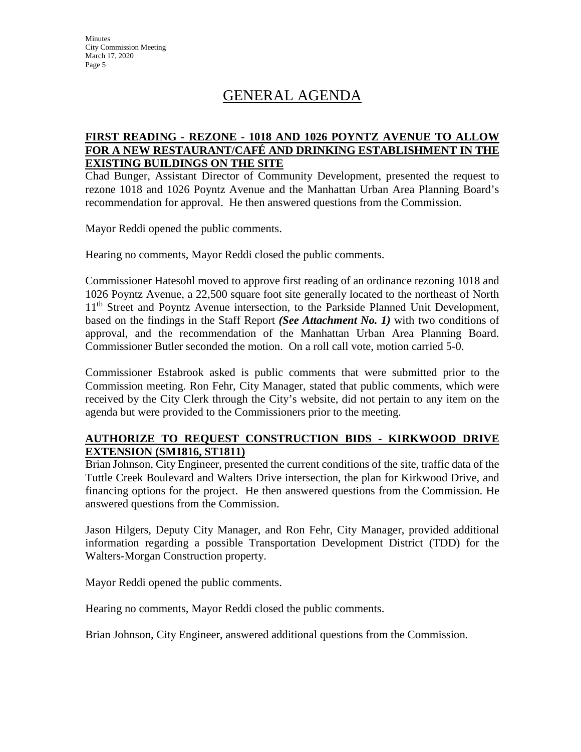# GENERAL AGENDA

## FIRST READING - REZONE - 1018 AND 1026 POYNTZ AVENUE TO ALLOW FOR A NEW RESTAURANT/CAFÉ AND DRINKING ESTABLISHMENT IN THE EXISTING BUILDINGS ON THE SITE

Chad Bunger, Assistant Director of Community Development, presented the request to rezone 1018 and 1026 Poyntz Avenue and the Manhattan Urban Area Planning Board's recommendation for approval. He then answered questions from the Commission.

Mayor Reddi opened the public comments.

Hearing no comments, Mayor Reddi closed the public comments.

Commissioner Hatesohl moved to approve first reading of an ordinance rezoning 1018 and 1026 Poyntz Avenue, a 22,500 square foot site generally located to the northeast of North 11th Street and Poyntz Avenue intersection, to the Parkside Planned Unit Development, based on the findings in the Staff Report ***(See Attachment No. 1)*** with two conditions of approval, and the recommendation of the Manhattan Urban Area Planning Board. Commissioner Butler seconded the motion. On a roll call vote, motion carried 5-0.

Commissioner Estabrook asked is public comments that were submitted prior to the Commission meeting. Ron Fehr, City Manager, stated that public comments, which were received by the City Clerk through the City's website, did not pertain to any item on the agenda but were provided to the Commissioners prior to the meeting.

## AUTHORIZE TO REQUEST CONSTRUCTION BIDS - KIRKWOOD DRIVE EXTENSION (SM1816, ST1811)

Brian Johnson, City Engineer, presented the current conditions of the site, traffic data of the Tuttle Creek Boulevard and Walters Drive intersection, the plan for Kirkwood Drive, and financing options for the project. He then answered questions from the Commission. He answered questions from the Commission.

Jason Hilgers, Deputy City Manager, and Ron Fehr, City Manager, provided additional information regarding a possible Transportation Development District (TDD) for the Walters-Morgan Construction property.

Mayor Reddi opened the public comments.

Hearing no comments, Mayor Reddi closed the public comments.

Brian Johnson, City Engineer, answered additional questions from the Commission.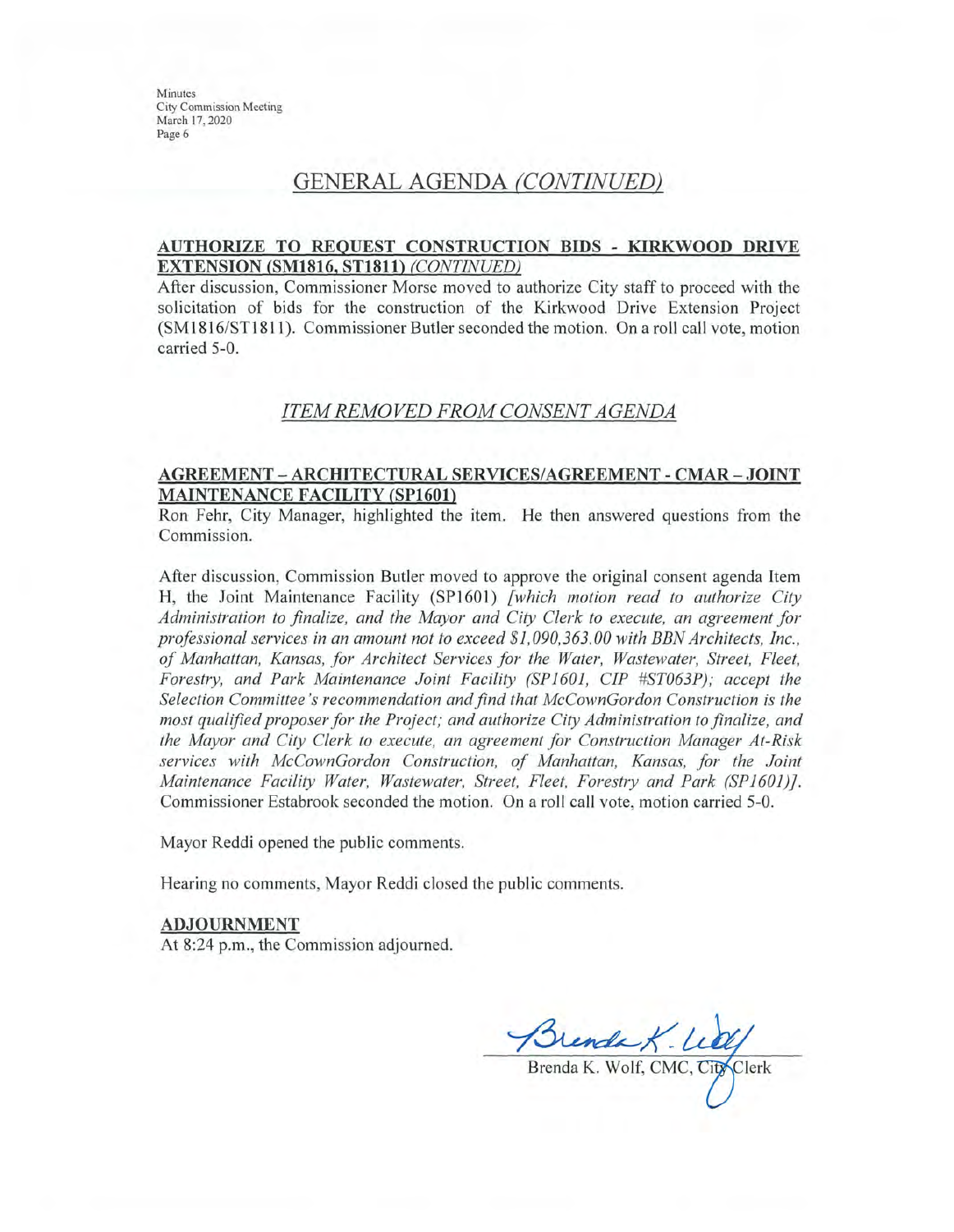# GENERAL AGENDA *(CONTINUED)*

**AUTHORIZE TO REQUEST CONSTRUCTION BIDS - KIRKWOOD DRIVE EXTENSION (SM1816, ST1811)** *(CONTINUED)*

After discussion, Commissioner Morse moved to authorize City staff to proceed with the solicitation of bids for the construction of the Kirkwood Drive Extension Project (SM1816/ST1811). Commissioner Butler seconded the motion. On a roll call vote, motion carried 5-0.

## *ITEM REMOVED FROM CONSENT AGENDA*

**AGREEMENT – ARCHITECTURAL SERVICES/AGREEMENT - CMAR – JOINT MAINTENANCE FACILITY (SP1601)**

Ron Fehr, City Manager, highlighted the item. He then answered questions from the Commission.

After discussion, Commission Butler moved to approve the original consent agenda Item H, the Joint Maintenance Facility (SP1601) *[which motion read to authorize City Administration to finalize, and the Mayor and City Clerk to execute, an agreement for professional services in an amount not to exceed $1,090,363.00 with BBN Architects, Inc., of Manhattan, Kansas, for Architect Services for the Water, Wastewater, Street, Fleet, Forestry, and Park Maintenance Joint Facility (SP1601, CIP #ST063P); accept the Selection Committee's recommendation and find that McCownGordon Construction is the most qualified proposer for the Project; and authorize City Administration to finalize, and the Mayor and City Clerk to execute, an agreement for Construction Manager At-Risk services with McCownGordon Construction, of Manhattan, Kansas, for the Joint Maintenance Facility Water, Wastewater, Street, Fleet, Forestry and Park (SP1601)]*. Commissioner Estabrook seconded the motion. On a roll call vote, motion carried 5-0.

Mayor Reddi opened the public comments.

Hearing no comments, Mayor Reddi closed the public comments.

**ADJOURNMENT**

At 8:24 p.m., the Commission adjourned.

Brenda K. Wolf, CMC, City Clerk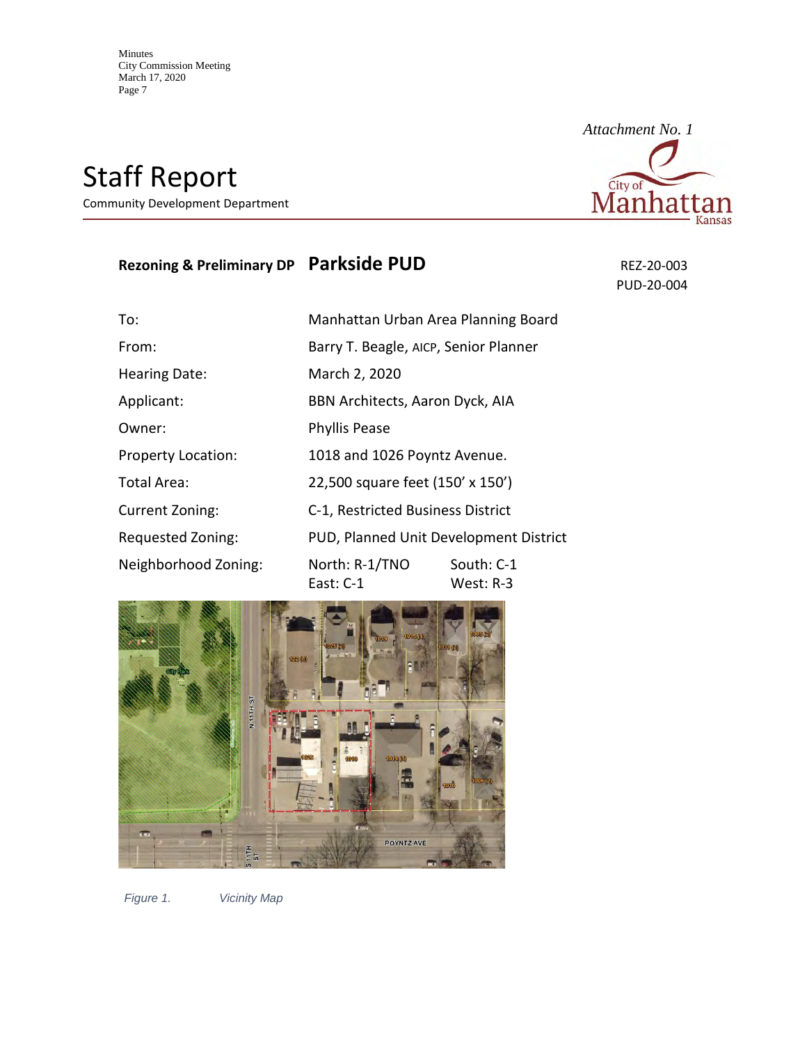*Attachment No. 1*

# Staff Report

Community Development Department

## Rezoning & Preliminary DP **Parkside PUD**

REZ-20-003
PUD-20-004

| | | |
|---|---|---|
| To: | Manhattan Urban Area Planning Board | |
| From: | Barry T. Beagle, AICP, Senior Planner | |
| Hearing Date: | March 2, 2020 | |
| Applicant: | BBN Architects, Aaron Dyck, AIA | |
| Owner: | Phyllis Pease | |
| Property Location: | 1018 and 1026 Poyntz Avenue. | |
| Total Area: | 22,500 square feet (150' x 150') | |
| Current Zoning: | C-1, Restricted Business District | |
| Requested Zoning: | PUD, Planned Unit Development District | |
| Neighborhood Zoning: | North: R-1/TNO<br>East: C-1 | South: C-1<br>West: R-3 |

*Figure 1. Vicinity Map*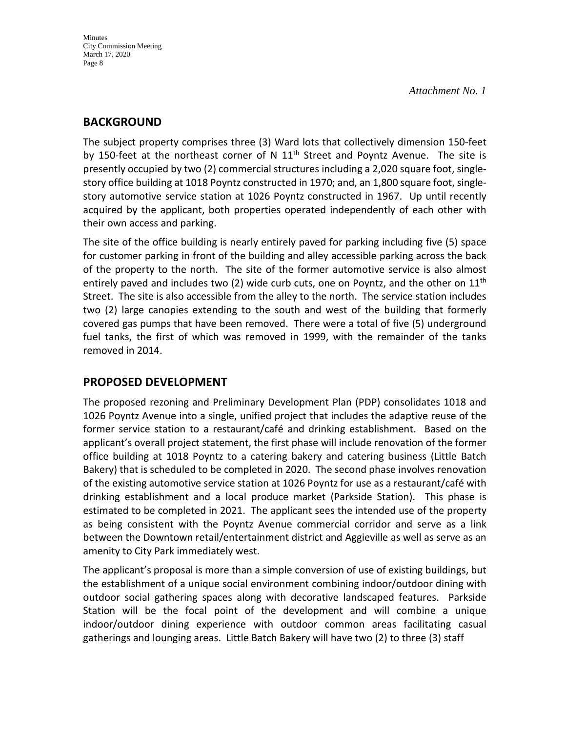*Attachment No. 1*

## BACKGROUND

The subject property comprises three (3) Ward lots that collectively dimension 150-feet by 150-feet at the northeast corner of N 11th Street and Poyntz Avenue. The site is presently occupied by two (2) commercial structures including a 2,020 square foot, single-story office building at 1018 Poyntz constructed in 1970; and, an 1,800 square foot, single-story automotive service station at 1026 Poyntz constructed in 1967. Up until recently acquired by the applicant, both properties operated independently of each other with their own access and parking.

The site of the office building is nearly entirely paved for parking including five (5) space for customer parking in front of the building and alley accessible parking across the back of the property to the north. The site of the former automotive service is also almost entirely paved and includes two (2) wide curb cuts, one on Poyntz, and the other on 11th Street. The site is also accessible from the alley to the north. The service station includes two (2) large canopies extending to the south and west of the building that formerly covered gas pumps that have been removed. There were a total of five (5) underground fuel tanks, the first of which was removed in 1999, with the remainder of the tanks removed in 2014.

## PROPOSED DEVELOPMENT

The proposed rezoning and Preliminary Development Plan (PDP) consolidates 1018 and 1026 Poyntz Avenue into a single, unified project that includes the adaptive reuse of the former service station to a restaurant/café and drinking establishment. Based on the applicant's overall project statement, the first phase will include renovation of the former office building at 1018 Poyntz to a catering bakery and catering business (Little Batch Bakery) that is scheduled to be completed in 2020. The second phase involves renovation of the existing automotive service station at 1026 Poyntz for use as a restaurant/café with drinking establishment and a local produce market (Parkside Station). This phase is estimated to be completed in 2021. The applicant sees the intended use of the property as being consistent with the Poyntz Avenue commercial corridor and serve as a link between the Downtown retail/entertainment district and Aggieville as well as serve as an amenity to City Park immediately west.

The applicant's proposal is more than a simple conversion of use of existing buildings, but the establishment of a unique social environment combining indoor/outdoor dining with outdoor social gathering spaces along with decorative landscaped features. Parkside Station will be the focal point of the development and will combine a unique indoor/outdoor dining experience with outdoor common areas facilitating casual gatherings and lounging areas. Little Batch Bakery will have two (2) to three (3) staff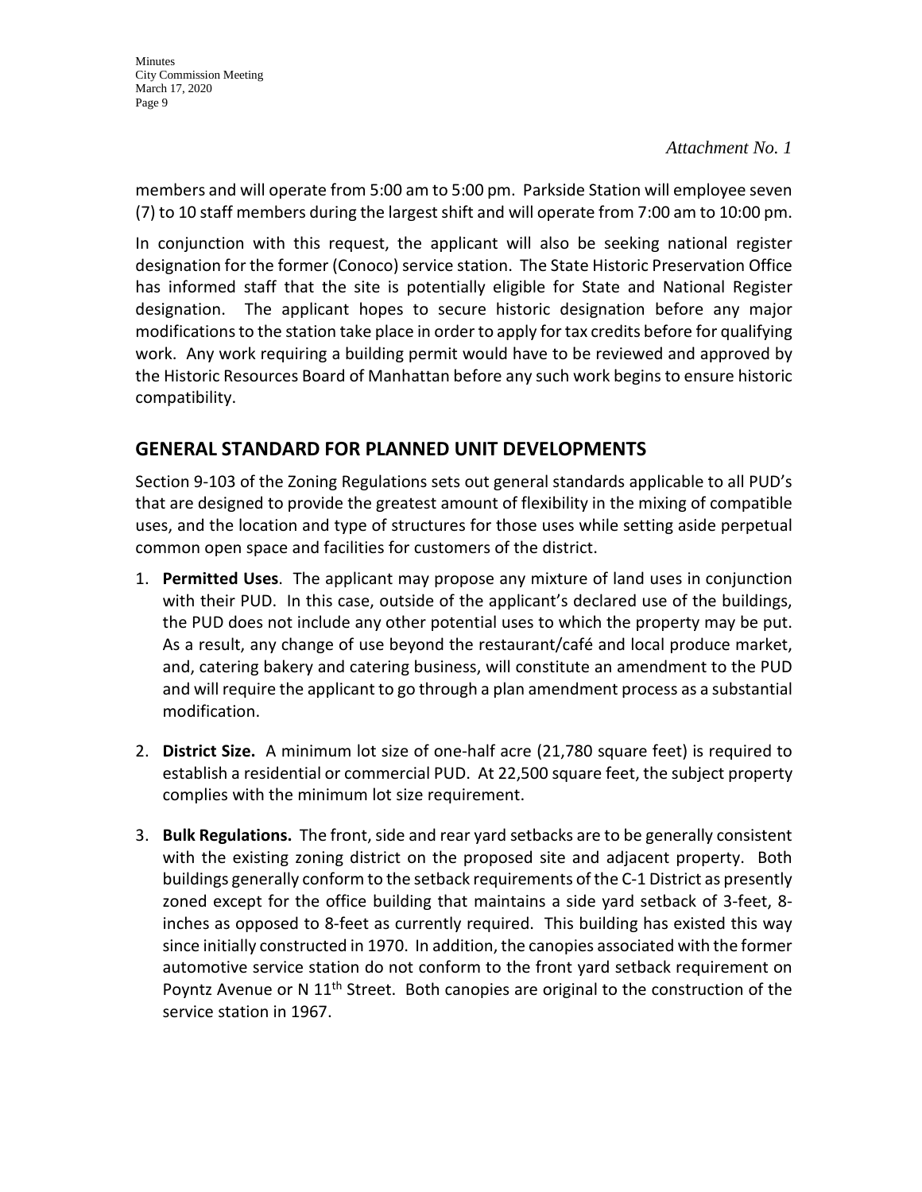*Attachment No. 1*

members and will operate from 5:00 am to 5:00 pm. Parkside Station will employee seven (7) to 10 staff members during the largest shift and will operate from 7:00 am to 10:00 pm.

In conjunction with this request, the applicant will also be seeking national register designation for the former (Conoco) service station. The State Historic Preservation Office has informed staff that the site is potentially eligible for State and National Register designation. The applicant hopes to secure historic designation before any major modifications to the station take place in order to apply for tax credits before for qualifying work. Any work requiring a building permit would have to be reviewed and approved by the Historic Resources Board of Manhattan before any such work begins to ensure historic compatibility.

## GENERAL STANDARD FOR PLANNED UNIT DEVELOPMENTS

Section 9-103 of the Zoning Regulations sets out general standards applicable to all PUD's that are designed to provide the greatest amount of flexibility in the mixing of compatible uses, and the location and type of structures for those uses while setting aside perpetual common open space and facilities for customers of the district.

1. **Permitted Uses**. The applicant may propose any mixture of land uses in conjunction with their PUD. In this case, outside of the applicant's declared use of the buildings, the PUD does not include any other potential uses to which the property may be put. As a result, any change of use beyond the restaurant/café and local produce market, and, catering bakery and catering business, will constitute an amendment to the PUD and will require the applicant to go through a plan amendment process as a substantial modification.

2. **District Size.** A minimum lot size of one-half acre (21,780 square feet) is required to establish a residential or commercial PUD. At 22,500 square feet, the subject property complies with the minimum lot size requirement.

3. **Bulk Regulations.** The front, side and rear yard setbacks are to be generally consistent with the existing zoning district on the proposed site and adjacent property. Both buildings generally conform to the setback requirements of the C-1 District as presently zoned except for the office building that maintains a side yard setback of 3-feet, 8-inches as opposed to 8-feet as currently required. This building has existed this way since initially constructed in 1970. In addition, the canopies associated with the former automotive service station do not conform to the front yard setback requirement on Poyntz Avenue or N 11th Street. Both canopies are original to the construction of the service station in 1967.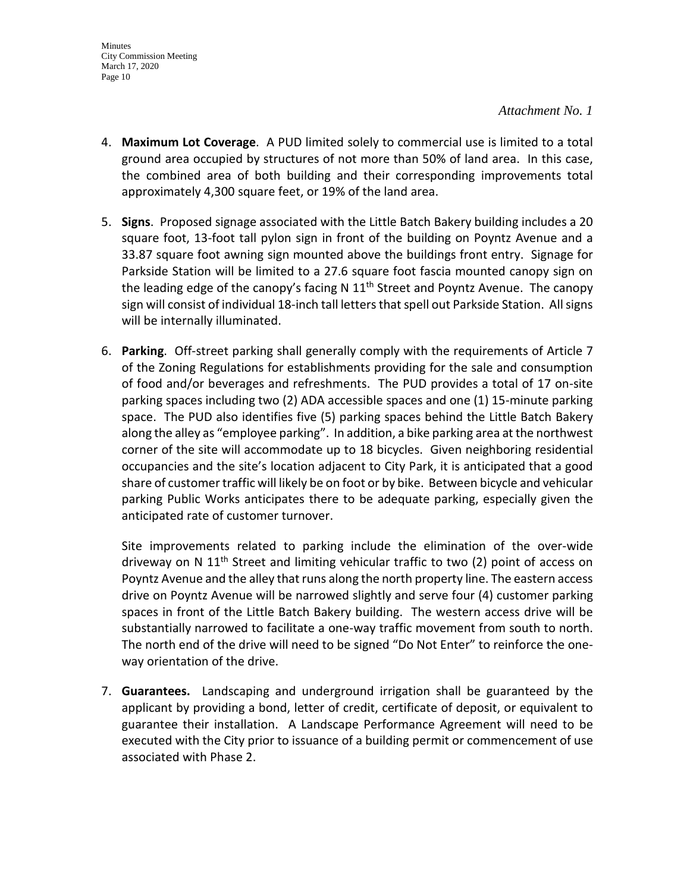*Attachment No. 1*

4. **Maximum Lot Coverage**. A PUD limited solely to commercial use is limited to a total ground area occupied by structures of not more than 50% of land area. In this case, the combined area of both building and their corresponding improvements total approximately 4,300 square feet, or 19% of the land area.

5. **Signs**. Proposed signage associated with the Little Batch Bakery building includes a 20 square foot, 13-foot tall pylon sign in front of the building on Poyntz Avenue and a 33.87 square foot awning sign mounted above the buildings front entry. Signage for Parkside Station will be limited to a 27.6 square foot fascia mounted canopy sign on the leading edge of the canopy's facing N 11th Street and Poyntz Avenue. The canopy sign will consist of individual 18-inch tall letters that spell out Parkside Station. All signs will be internally illuminated.

6. **Parking**. Off-street parking shall generally comply with the requirements of Article 7 of the Zoning Regulations for establishments providing for the sale and consumption of food and/or beverages and refreshments. The PUD provides a total of 17 on-site parking spaces including two (2) ADA accessible spaces and one (1) 15-minute parking space. The PUD also identifies five (5) parking spaces behind the Little Batch Bakery along the alley as "employee parking". In addition, a bike parking area at the northwest corner of the site will accommodate up to 18 bicycles. Given neighboring residential occupancies and the site's location adjacent to City Park, it is anticipated that a good share of customer traffic will likely be on foot or by bike. Between bicycle and vehicular parking Public Works anticipates there to be adequate parking, especially given the anticipated rate of customer turnover.

   Site improvements related to parking include the elimination of the over-wide driveway on N 11th Street and limiting vehicular traffic to two (2) point of access on Poyntz Avenue and the alley that runs along the north property line. The eastern access drive on Poyntz Avenue will be narrowed slightly and serve four (4) customer parking spaces in front of the Little Batch Bakery building. The western access drive will be substantially narrowed to facilitate a one-way traffic movement from south to north. The north end of the drive will need to be signed "Do Not Enter" to reinforce the one-way orientation of the drive.

7. **Guarantees.** Landscaping and underground irrigation shall be guaranteed by the applicant by providing a bond, letter of credit, certificate of deposit, or equivalent to guarantee their installation. A Landscape Performance Agreement will need to be executed with the City prior to issuance of a building permit or commencement of use associated with Phase 2.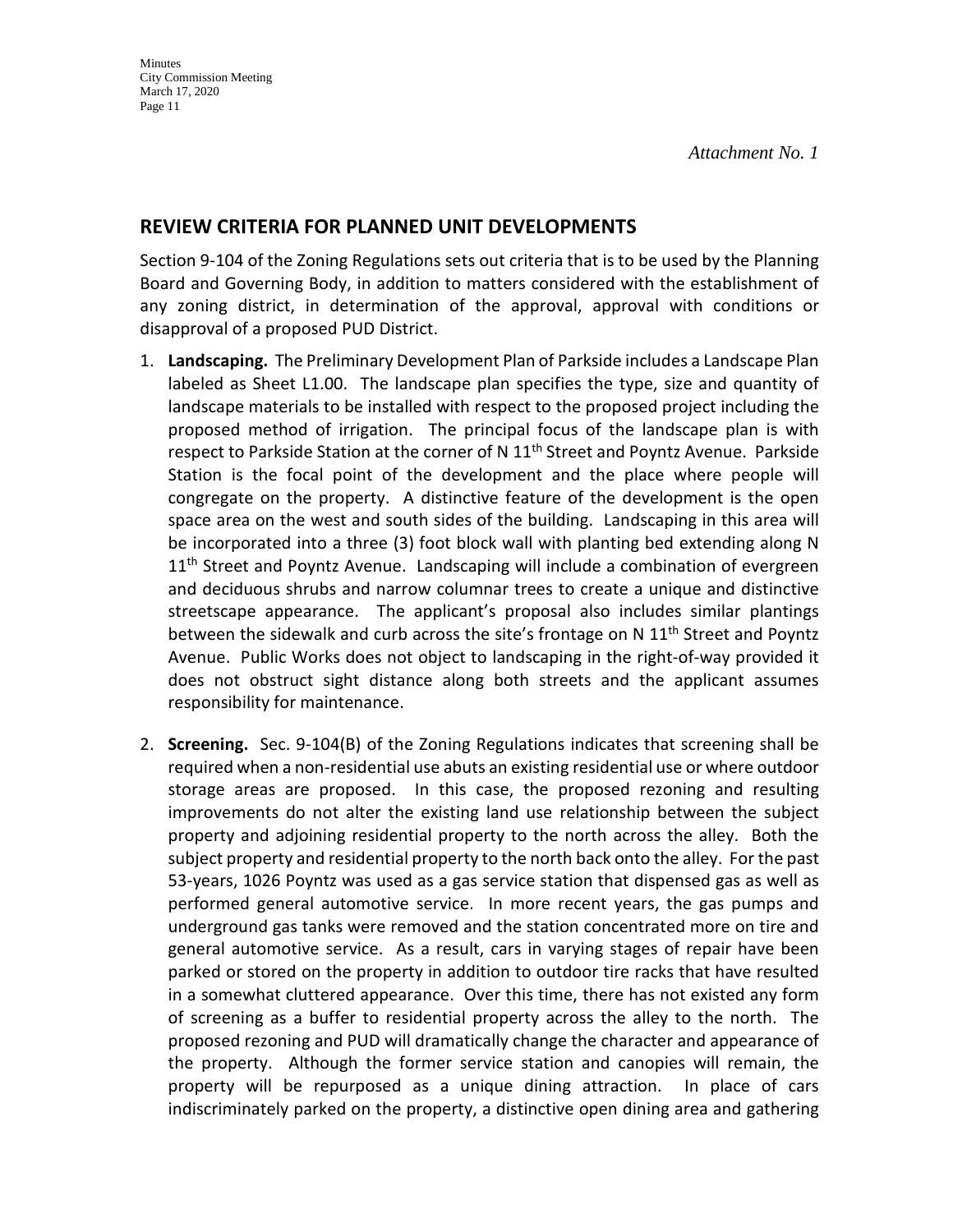*Attachment No. 1*

## REVIEW CRITERIA FOR PLANNED UNIT DEVELOPMENTS

Section 9-104 of the Zoning Regulations sets out criteria that is to be used by the Planning Board and Governing Body, in addition to matters considered with the establishment of any zoning district, in determination of the approval, approval with conditions or disapproval of a proposed PUD District.

1. **Landscaping.** The Preliminary Development Plan of Parkside includes a Landscape Plan labeled as Sheet L1.00. The landscape plan specifies the type, size and quantity of landscape materials to be installed with respect to the proposed project including the proposed method of irrigation. The principal focus of the landscape plan is with respect to Parkside Station at the corner of N 11th Street and Poyntz Avenue. Parkside Station is the focal point of the development and the place where people will congregate on the property. A distinctive feature of the development is the open space area on the west and south sides of the building. Landscaping in this area will be incorporated into a three (3) foot block wall with planting bed extending along N 11th Street and Poyntz Avenue. Landscaping will include a combination of evergreen and deciduous shrubs and narrow columnar trees to create a unique and distinctive streetscape appearance. The applicant's proposal also includes similar plantings between the sidewalk and curb across the site's frontage on N 11th Street and Poyntz Avenue. Public Works does not object to landscaping in the right-of-way provided it does not obstruct sight distance along both streets and the applicant assumes responsibility for maintenance.

2. **Screening.** Sec. 9-104(B) of the Zoning Regulations indicates that screening shall be required when a non-residential use abuts an existing residential use or where outdoor storage areas are proposed. In this case, the proposed rezoning and resulting improvements do not alter the existing land use relationship between the subject property and adjoining residential property to the north across the alley. Both the subject property and residential property to the north back onto the alley. For the past 53-years, 1026 Poyntz was used as a gas service station that dispensed gas as well as performed general automotive service. In more recent years, the gas pumps and underground gas tanks were removed and the station concentrated more on tire and general automotive service. As a result, cars in varying stages of repair have been parked or stored on the property in addition to outdoor tire racks that have resulted in a somewhat cluttered appearance. Over this time, there has not existed any form of screening as a buffer to residential property across the alley to the north. The proposed rezoning and PUD will dramatically change the character and appearance of the property. Although the former service station and canopies will remain, the property will be repurposed as a unique dining attraction. In place of cars indiscriminately parked on the property, a distinctive open dining area and gathering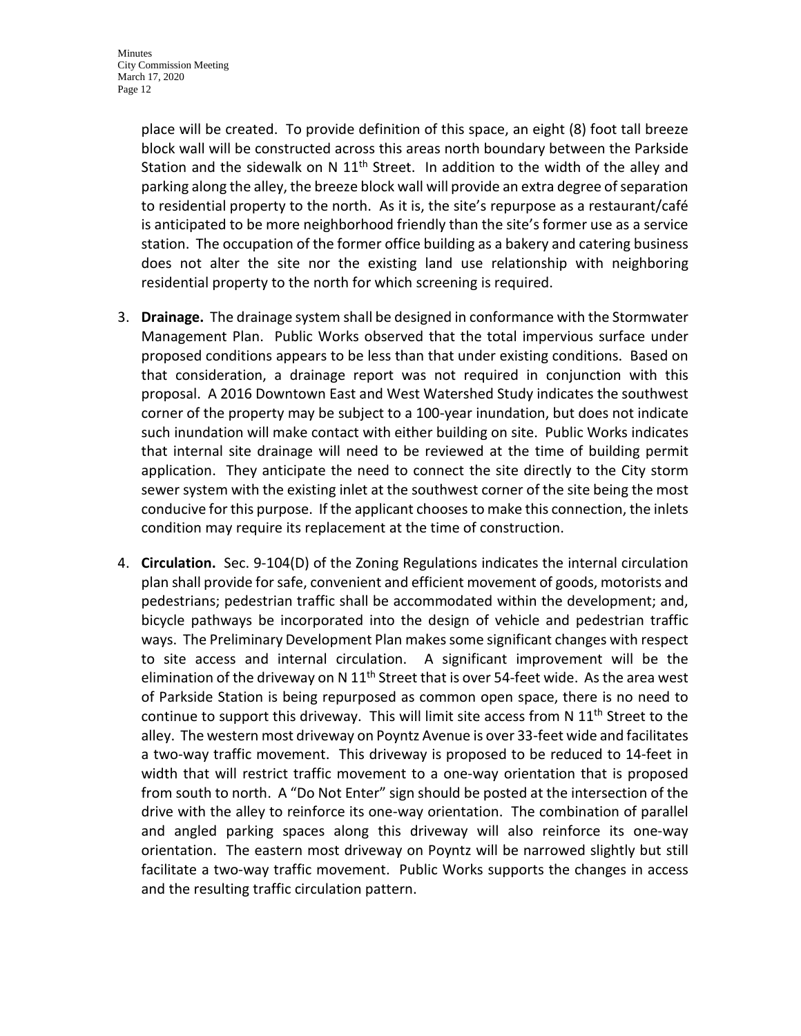place will be created. To provide definition of this space, an eight (8) foot tall breeze block wall will be constructed across this areas north boundary between the Parkside Station and the sidewalk on N 11th Street. In addition to the width of the alley and parking along the alley, the breeze block wall will provide an extra degree of separation to residential property to the north. As it is, the site's repurpose as a restaurant/café is anticipated to be more neighborhood friendly than the site's former use as a service station. The occupation of the former office building as a bakery and catering business does not alter the site nor the existing land use relationship with neighboring residential property to the north for which screening is required.

3. **Drainage.** The drainage system shall be designed in conformance with the Stormwater Management Plan. Public Works observed that the total impervious surface under proposed conditions appears to be less than that under existing conditions. Based on that consideration, a drainage report was not required in conjunction with this proposal. A 2016 Downtown East and West Watershed Study indicates the southwest corner of the property may be subject to a 100-year inundation, but does not indicate such inundation will make contact with either building on site. Public Works indicates that internal site drainage will need to be reviewed at the time of building permit application. They anticipate the need to connect the site directly to the City storm sewer system with the existing inlet at the southwest corner of the site being the most conducive for this purpose. If the applicant chooses to make this connection, the inlets condition may require its replacement at the time of construction.

4. **Circulation.** Sec. 9-104(D) of the Zoning Regulations indicates the internal circulation plan shall provide for safe, convenient and efficient movement of goods, motorists and pedestrians; pedestrian traffic shall be accommodated within the development; and, bicycle pathways be incorporated into the design of vehicle and pedestrian traffic ways. The Preliminary Development Plan makes some significant changes with respect to site access and internal circulation. A significant improvement will be the elimination of the driveway on N 11th Street that is over 54-feet wide. As the area west of Parkside Station is being repurposed as common open space, there is no need to continue to support this driveway. This will limit site access from N 11th Street to the alley. The western most driveway on Poyntz Avenue is over 33-feet wide and facilitates a two-way traffic movement. This driveway is proposed to be reduced to 14-feet in width that will restrict traffic movement to a one-way orientation that is proposed from south to north. A "Do Not Enter" sign should be posted at the intersection of the drive with the alley to reinforce its one-way orientation. The combination of parallel and angled parking spaces along this driveway will also reinforce its one-way orientation. The eastern most driveway on Poyntz will be narrowed slightly but still facilitate a two-way traffic movement. Public Works supports the changes in access and the resulting traffic circulation pattern.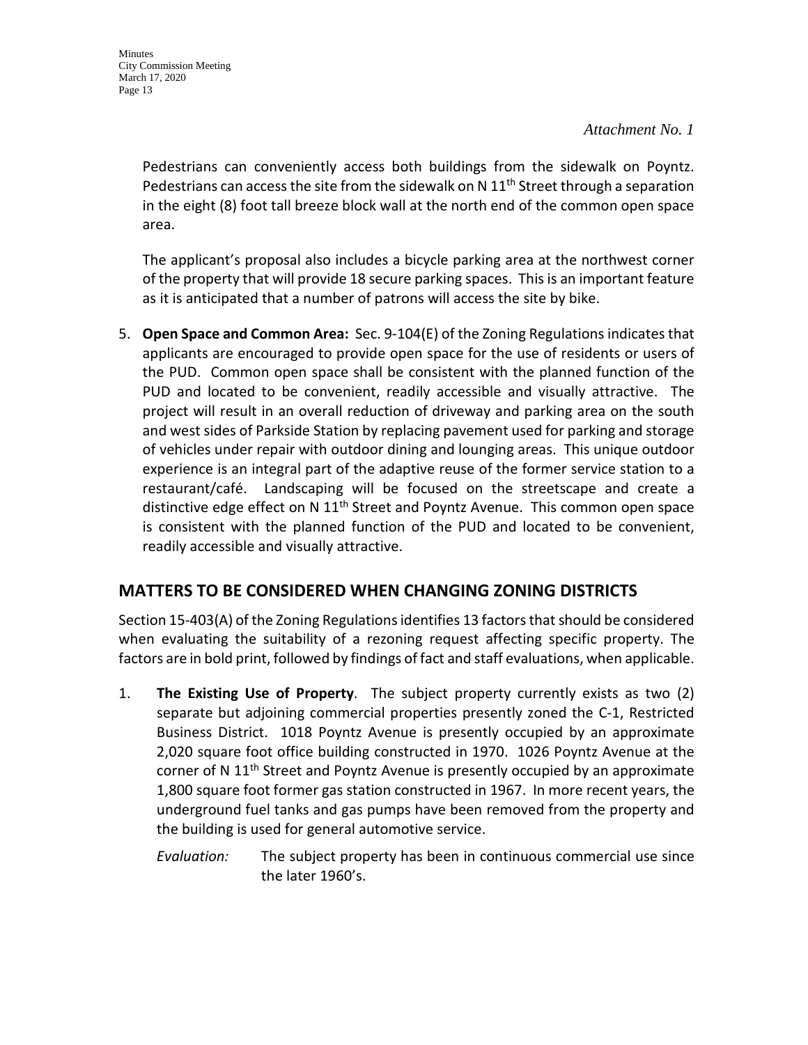*Attachment No. 1*

Pedestrians can conveniently access both buildings from the sidewalk on Poyntz. Pedestrians can access the site from the sidewalk on N 11th Street through a separation in the eight (8) foot tall breeze block wall at the north end of the common open space area.

The applicant's proposal also includes a bicycle parking area at the northwest corner of the property that will provide 18 secure parking spaces. This is an important feature as it is anticipated that a number of patrons will access the site by bike.

5. **Open Space and Common Area:** Sec. 9-104(E) of the Zoning Regulations indicates that applicants are encouraged to provide open space for the use of residents or users of the PUD. Common open space shall be consistent with the planned function of the PUD and located to be convenient, readily accessible and visually attractive. The project will result in an overall reduction of driveway and parking area on the south and west sides of Parkside Station by replacing pavement used for parking and storage of vehicles under repair with outdoor dining and lounging areas. This unique outdoor experience is an integral part of the adaptive reuse of the former service station to a restaurant/café. Landscaping will be focused on the streetscape and create a distinctive edge effect on N 11th Street and Poyntz Avenue. This common open space is consistent with the planned function of the PUD and located to be convenient, readily accessible and visually attractive.

## MATTERS TO BE CONSIDERED WHEN CHANGING ZONING DISTRICTS

Section 15-403(A) of the Zoning Regulations identifies 13 factors that should be considered when evaluating the suitability of a rezoning request affecting specific property. The factors are in bold print, followed by findings of fact and staff evaluations, when applicable.

1. **The Existing Use of Property**. The subject property currently exists as two (2) separate but adjoining commercial properties presently zoned the C-1, Restricted Business District. 1018 Poyntz Avenue is presently occupied by an approximate 2,020 square foot office building constructed in 1970. 1026 Poyntz Avenue at the corner of N 11th Street and Poyntz Avenue is presently occupied by an approximate 1,800 square foot former gas station constructed in 1967. In more recent years, the underground fuel tanks and gas pumps have been removed from the property and the building is used for general automotive service.

   *Evaluation:* The subject property has been in continuous commercial use since the later 1960's.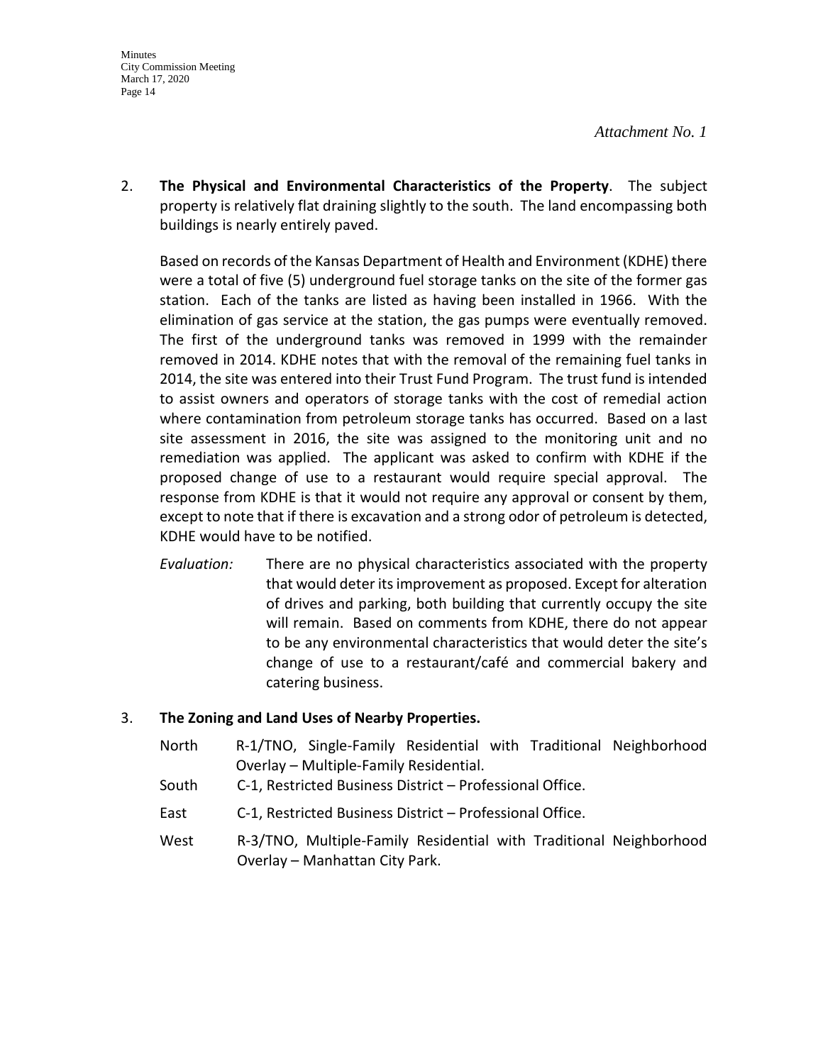*Attachment No. 1*

2. **The Physical and Environmental Characteristics of the Property**. The subject property is relatively flat draining slightly to the south. The land encompassing both buildings is nearly entirely paved.

   Based on records of the Kansas Department of Health and Environment (KDHE) there were a total of five (5) underground fuel storage tanks on the site of the former gas station. Each of the tanks are listed as having been installed in 1966. With the elimination of gas service at the station, the gas pumps were eventually removed. The first of the underground tanks was removed in 1999 with the remainder removed in 2014. KDHE notes that with the removal of the remaining fuel tanks in 2014, the site was entered into their Trust Fund Program. The trust fund is intended to assist owners and operators of storage tanks with the cost of remedial action where contamination from petroleum storage tanks has occurred. Based on a last site assessment in 2016, the site was assigned to the monitoring unit and no remediation was applied. The applicant was asked to confirm with KDHE if the proposed change of use to a restaurant would require special approval. The response from KDHE is that it would not require any approval or consent by them, except to note that if there is excavation and a strong odor of petroleum is detected, KDHE would have to be notified.

   *Evaluation:* There are no physical characteristics associated with the property that would deter its improvement as proposed. Except for alteration of drives and parking, both building that currently occupy the site will remain. Based on comments from KDHE, there do not appear to be any environmental characteristics that would deter the site's change of use to a restaurant/café and commercial bakery and catering business.

3. **The Zoning and Land Uses of Nearby Properties.**

   North R-1/TNO, Single-Family Residential with Traditional Neighborhood Overlay – Multiple-Family Residential.

   South C-1, Restricted Business District – Professional Office.

   East C-1, Restricted Business District – Professional Office.

   West R-3/TNO, Multiple-Family Residential with Traditional Neighborhood Overlay – Manhattan City Park.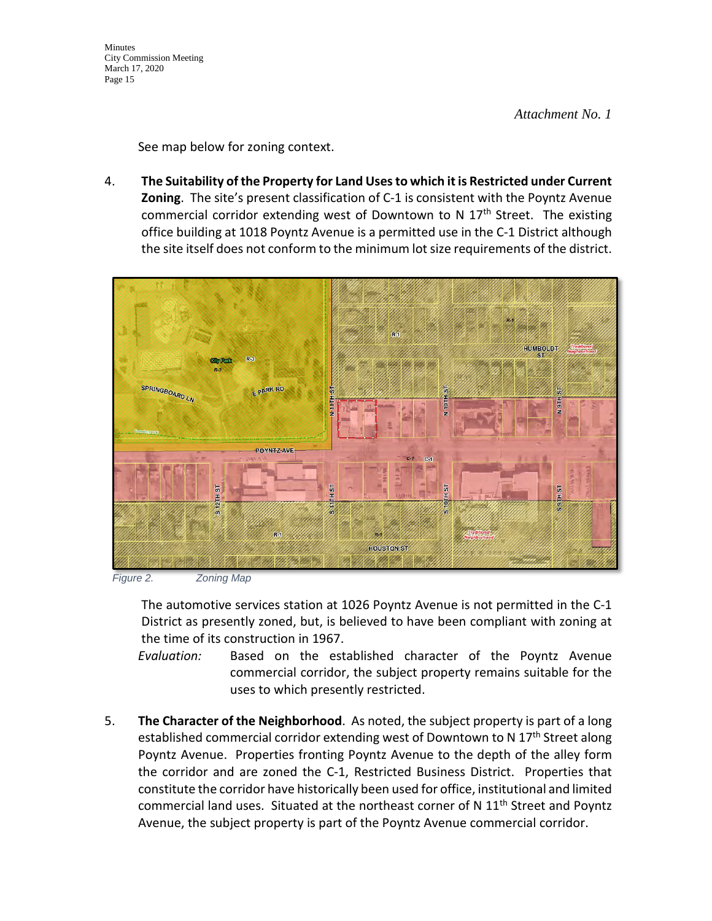*Attachment No. 1*

See map below for zoning context.

4. **The Suitability of the Property for Land Uses to which it is Restricted under Current Zoning**. The site's present classification of C-1 is consistent with the Poyntz Avenue commercial corridor extending west of Downtown to N 17th Street. The existing office building at 1018 Poyntz Avenue is a permitted use in the C-1 District although the site itself does not conform to the minimum lot size requirements of the district.

*Figure 2. Zoning Map*

The automotive services station at 1026 Poyntz Avenue is not permitted in the C-1 District as presently zoned, but, is believed to have been compliant with zoning at the time of its construction in 1967.

*Evaluation:* Based on the established character of the Poyntz Avenue commercial corridor, the subject property remains suitable for the uses to which presently restricted.

5. **The Character of the Neighborhood**. As noted, the subject property is part of a long established commercial corridor extending west of Downtown to N 17th Street along Poyntz Avenue. Properties fronting Poyntz Avenue to the depth of the alley form the corridor and are zoned the C-1, Restricted Business District. Properties that constitute the corridor have historically been used for office, institutional and limited commercial land uses. Situated at the northeast corner of N 11th Street and Poyntz Avenue, the subject property is part of the Poyntz Avenue commercial corridor.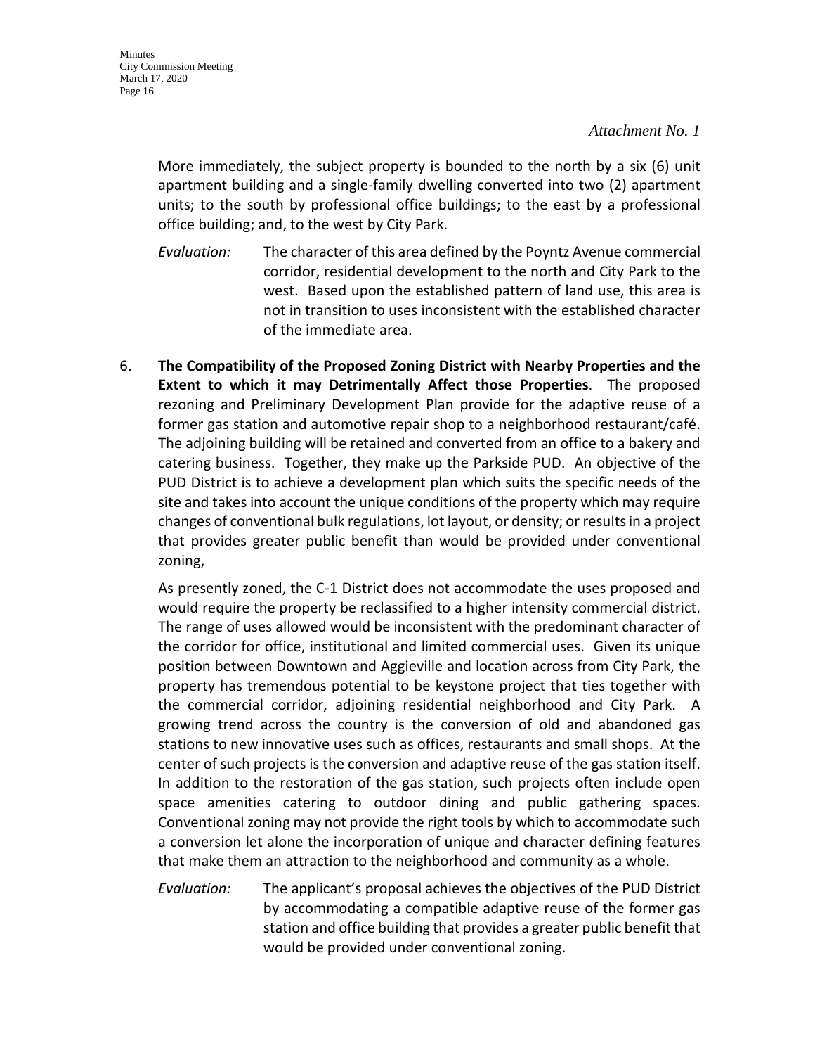*Attachment No. 1*

More immediately, the subject property is bounded to the north by a six (6) unit apartment building and a single-family dwelling converted into two (2) apartment units; to the south by professional office buildings; to the east by a professional office building; and, to the west by City Park.

*Evaluation:* The character of this area defined by the Poyntz Avenue commercial corridor, residential development to the north and City Park to the west. Based upon the established pattern of land use, this area is not in transition to uses inconsistent with the established character of the immediate area.

6. **The Compatibility of the Proposed Zoning District with Nearby Properties and the Extent to which it may Detrimentally Affect those Properties**. The proposed rezoning and Preliminary Development Plan provide for the adaptive reuse of a former gas station and automotive repair shop to a neighborhood restaurant/café. The adjoining building will be retained and converted from an office to a bakery and catering business. Together, they make up the Parkside PUD. An objective of the PUD District is to achieve a development plan which suits the specific needs of the site and takes into account the unique conditions of the property which may require changes of conventional bulk regulations, lot layout, or density; or results in a project that provides greater public benefit than would be provided under conventional zoning,

   As presently zoned, the C-1 District does not accommodate the uses proposed and would require the property be reclassified to a higher intensity commercial district. The range of uses allowed would be inconsistent with the predominant character of the corridor for office, institutional and limited commercial uses. Given its unique position between Downtown and Aggieville and location across from City Park, the property has tremendous potential to be keystone project that ties together with the commercial corridor, adjoining residential neighborhood and City Park. A growing trend across the country is the conversion of old and abandoned gas stations to new innovative uses such as offices, restaurants and small shops. At the center of such projects is the conversion and adaptive reuse of the gas station itself. In addition to the restoration of the gas station, such projects often include open space amenities catering to outdoor dining and public gathering spaces. Conventional zoning may not provide the right tools by which to accommodate such a conversion let alone the incorporation of unique and character defining features that make them an attraction to the neighborhood and community as a whole.

   *Evaluation:* The applicant's proposal achieves the objectives of the PUD District by accommodating a compatible adaptive reuse of the former gas station and office building that provides a greater public benefit that would be provided under conventional zoning.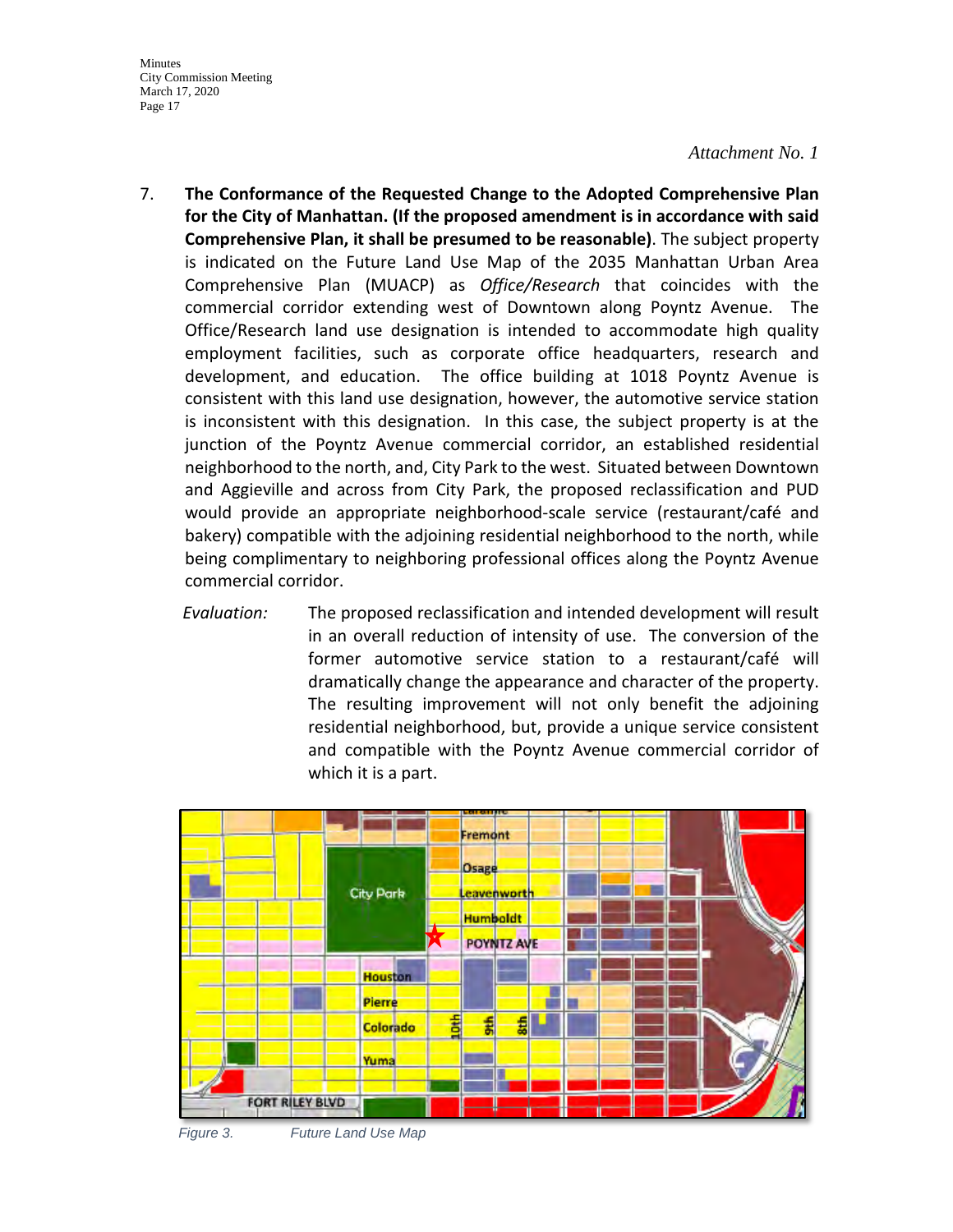*Attachment No. 1*

7. **The Conformance of the Requested Change to the Adopted Comprehensive Plan for the City of Manhattan. (If the proposed amendment is in accordance with said Comprehensive Plan, it shall be presumed to be reasonable)**. The subject property is indicated on the Future Land Use Map of the 2035 Manhattan Urban Area Comprehensive Plan (MUACP) as *Office/Research* that coincides with the commercial corridor extending west of Downtown along Poyntz Avenue. The Office/Research land use designation is intended to accommodate high quality employment facilities, such as corporate office headquarters, research and development, and education. The office building at 1018 Poyntz Avenue is consistent with this land use designation, however, the automotive service station is inconsistent with this designation. In this case, the subject property is at the junction of the Poyntz Avenue commercial corridor, an established residential neighborhood to the north, and, City Park to the west. Situated between Downtown and Aggieville and across from City Park, the proposed reclassification and PUD would provide an appropriate neighborhood-scale service (restaurant/café and bakery) compatible with the adjoining residential neighborhood to the north, while being complimentary to neighboring professional offices along the Poyntz Avenue commercial corridor.

   *Evaluation:* The proposed reclassification and intended development will result in an overall reduction of intensity of use. The conversion of the former automotive service station to a restaurant/café will dramatically change the appearance and character of the property. The resulting improvement will not only benefit the adjoining residential neighborhood, but, provide a unique service consistent and compatible with the Poyntz Avenue commercial corridor of which it is a part.

*Figure 3. Future Land Use Map*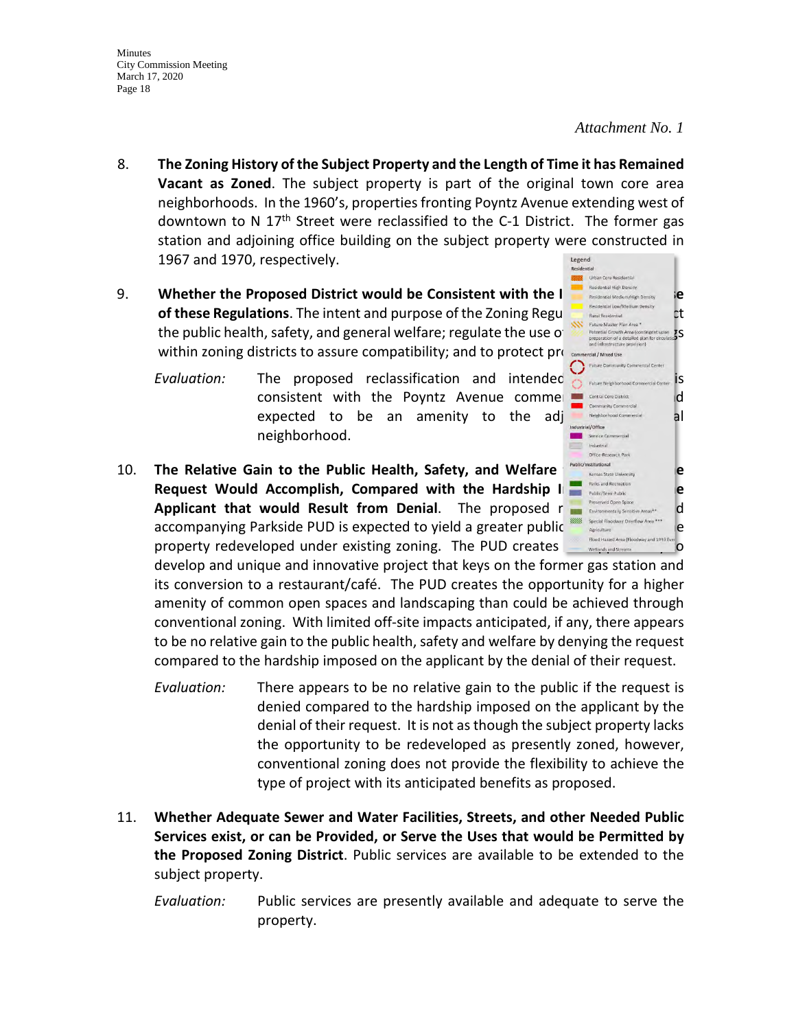*Attachment No. 1*

8. **The Zoning History of the Subject Property and the Length of Time it has Remained Vacant as Zoned**. The subject property is part of the original town core area neighborhoods. In the 1960's, properties fronting Poyntz Avenue extending west of downtown to N 17th Street were reclassified to the C-1 District. The former gas station and adjoining office building on the subject property were constructed in 1967 and 1970, respectively.

9. **Whether the Proposed District would be Consistent with the I... e of these Regulations**. The intent and purpose of the Zoning Regu... ct the public health, safety, and general welfare; regulate the use o... gs within zoning districts to assure compatibility; and to protect pr...

   *Evaluation:* The proposed reclassification and intended ... is consistent with the Poyntz Avenue comme... d expected to be an amenity to the adj... al neighborhood.

10. **The Relative Gain to the Public Health, Safety, and Welfare ... e Request Would Accomplish, Compared with the Hardship I... e Applicant that would Result from Denial**. The proposed r... d accompanying Parkside PUD is expected to yield a greater public ... e property redeveloped under existing zoning. The PUD creates ... o develop and unique and innovative project that keys on the former gas station and its conversion to a restaurant/café. The PUD creates the opportunity for a higher amenity of common open spaces and landscaping than could be achieved through conventional zoning. With limited off-site impacts anticipated, if any, there appears to be no relative gain to the public health, safety and welfare by denying the request compared to the hardship imposed on the applicant by the denial of their request.

    *Evaluation:* There appears to be no relative gain to the public if the request is denied compared to the hardship imposed on the applicant by the denial of their request. It is not as though the subject property lacks the opportunity to be redeveloped as presently zoned, however, conventional zoning does not provide the flexibility to achieve the type of project with its anticipated benefits as proposed.

11. **Whether Adequate Sewer and Water Facilities, Streets, and other Needed Public Services exist, or can be Provided, or Serve the Uses that would be Permitted by the Proposed Zoning District**. Public services are available to be extended to the subject property.

    *Evaluation:* Public services are presently available and adequate to serve the property.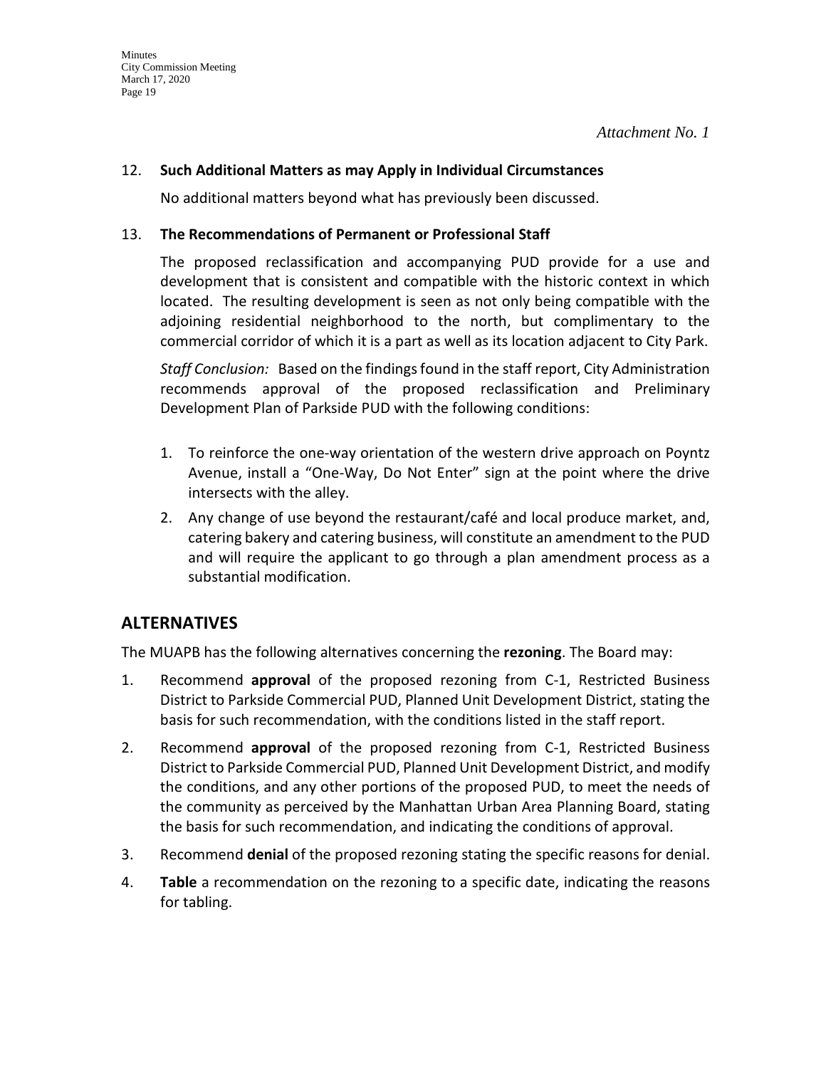*Attachment No. 1*

12. **Such Additional Matters as may Apply in Individual Circumstances**

    No additional matters beyond what has previously been discussed.

13. **The Recommendations of Permanent or Professional Staff**

    The proposed reclassification and accompanying PUD provide for a use and development that is consistent and compatible with the historic context in which located. The resulting development is seen as not only being compatible with the adjoining residential neighborhood to the north, but complimentary to the commercial corridor of which it is a part as well as its location adjacent to City Park.

    *Staff Conclusion:* Based on the findings found in the staff report, City Administration recommends approval of the proposed reclassification and Preliminary Development Plan of Parkside PUD with the following conditions:

    1. To reinforce the one-way orientation of the western drive approach on Poyntz Avenue, install a "One-Way, Do Not Enter" sign at the point where the drive intersects with the alley.
    2. Any change of use beyond the restaurant/café and local produce market, and, catering bakery and catering business, will constitute an amendment to the PUD and will require the applicant to go through a plan amendment process as a substantial modification.

## ALTERNATIVES

The MUAPB has the following alternatives concerning the **rezoning**. The Board may:

1. Recommend **approval** of the proposed rezoning from C-1, Restricted Business District to Parkside Commercial PUD, Planned Unit Development District, stating the basis for such recommendation, with the conditions listed in the staff report.
2. Recommend **approval** of the proposed rezoning from C-1, Restricted Business District to Parkside Commercial PUD, Planned Unit Development District, and modify the conditions, and any other portions of the proposed PUD, to meet the needs of the community as perceived by the Manhattan Urban Area Planning Board, stating the basis for such recommendation, and indicating the conditions of approval.
3. Recommend **denial** of the proposed rezoning stating the specific reasons for denial.
4. **Table** a recommendation on the rezoning to a specific date, indicating the reasons for tabling.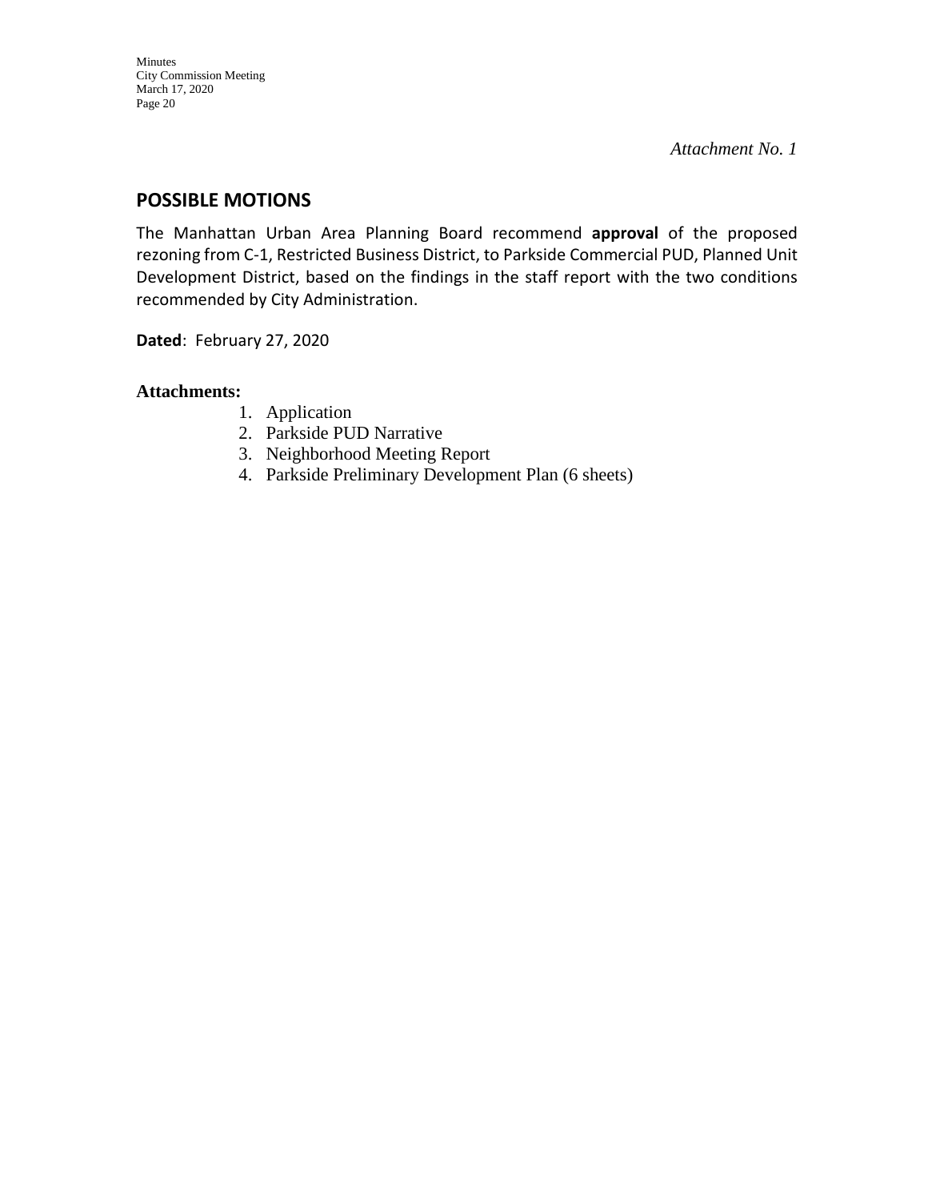*Attachment No. 1*

## POSSIBLE MOTIONS

The Manhattan Urban Area Planning Board recommend **approval** of the proposed rezoning from C-1, Restricted Business District, to Parkside Commercial PUD, Planned Unit Development District, based on the findings in the staff report with the two conditions recommended by City Administration.

**Dated**: February 27, 2020

**Attachments:**

1. Application
2. Parkside PUD Narrative
3. Neighborhood Meeting Report
4. Parkside Preliminary Development Plan (6 sheets)